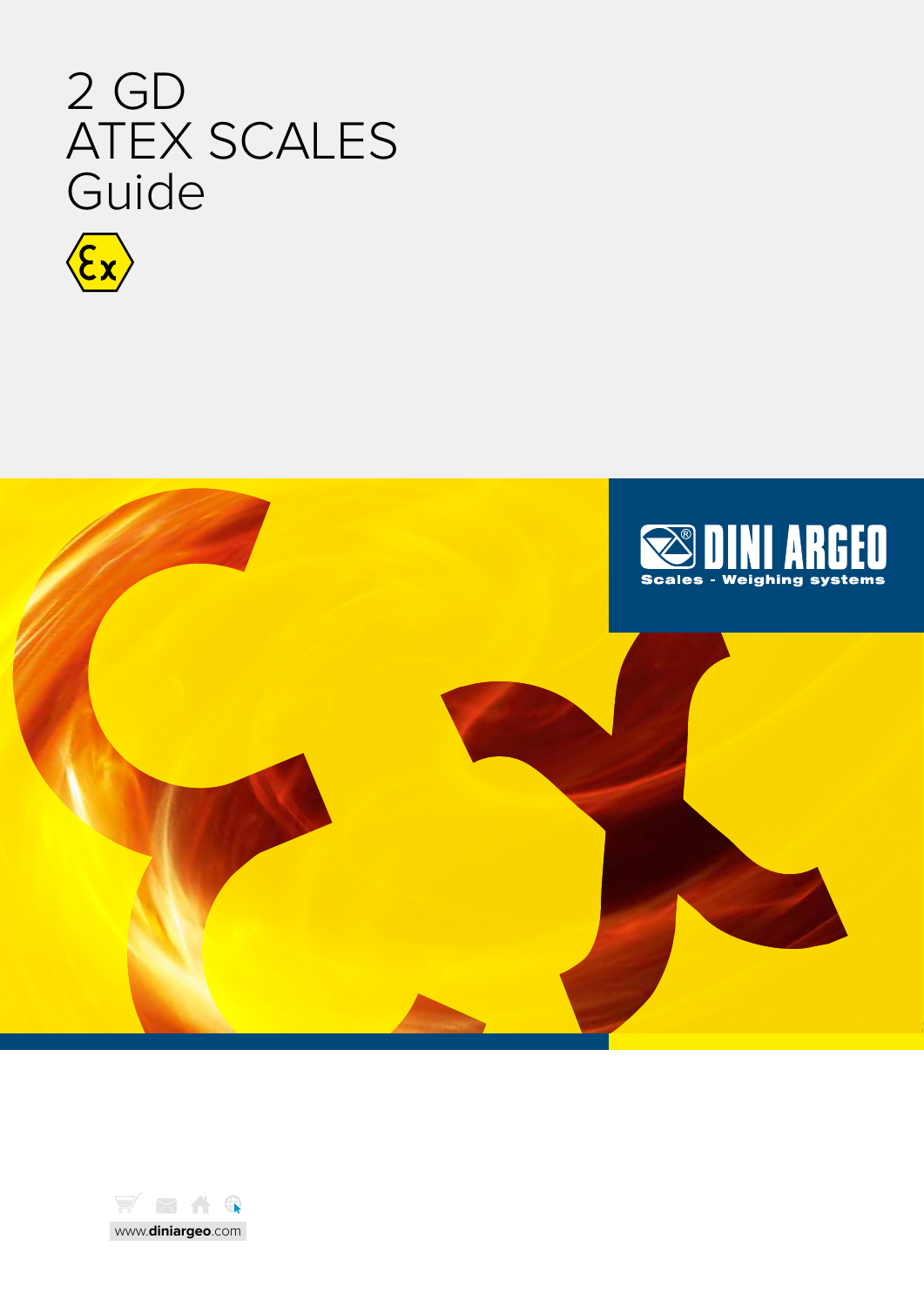# 2 GD ATEX SCALES Guide

DINI ARGEO

Scales - Weighing systems

www.diniargeo.com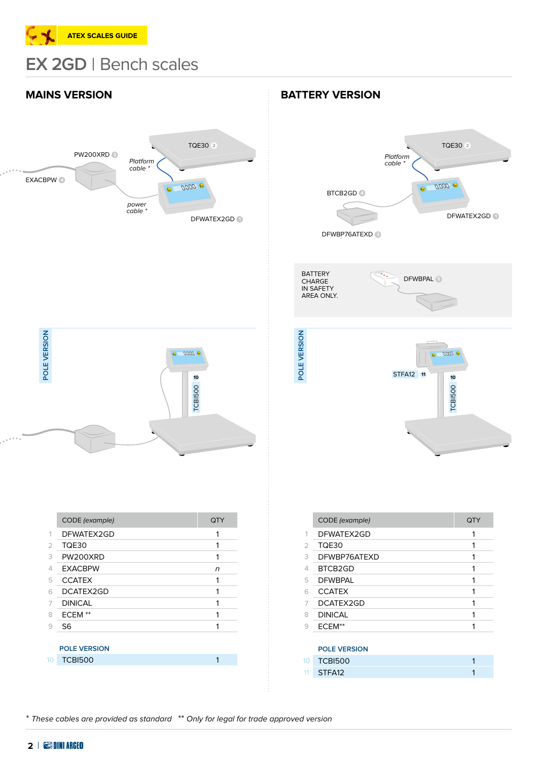ATEX SCALES GUIDE

# EX 2GD | Bench scales

## MAINS VERSION

PW200XRD 3

TQE30 2

Platform cable *

EXACBPW 4

power cable *

DFWATEX2GD 1

POLE VERSION

10 TCBI500

| | CODE (example) | QTY |
|---|---|---|
| 1 | DFWATEX2GD | 1 |
| 2 | TQE30 | 1 |
| 3 | PW200XRD | 1 |
| 4 | EXACBPW | *n* |
| 5 | CCATEX | 1 |
| 6 | DCATEX2GD | 1 |
| 7 | DINICAL | 1 |
| 8 | ECEM ** | 1 |
| 9 | S6 | 1 |

POLE VERSION

| | | |
|---|---|---|
| 10 | TCBI500 | 1 |

## BATTERY VERSION

TQE30 2

Platform cable *

BTCB2GD 4

DFWATEX2GD 1

DFWBP76ATEXD 3

BATTERY CHARGE IN SAFETY AREA ONLY.

DFWBPAL 5

POLE VERSION

STFA12 11

10 TCBI500

| | CODE (example) | QTY |
|---|---|---|
| 1 | DFWATEX2GD | 1 |
| 2 | TQE30 | 1 |
| 3 | DFWBP76ATEXD | 1 |
| 4 | BTCB2GD | 1 |
| 5 | DFWBPAL | 1 |
| 6 | CCATEX | 1 |
| 7 | DCATEX2GD | 1 |
| 8 | DINICAL | 1 |
| 9 | ECEM** | 1 |

POLE VERSION

| | | |
|---|---|---|
| 10 | TCBI500 | 1 |
| 11 | STFA12 | 1 |

\* *These cables are provided as standard* \*\* *Only for legal for trade approved version*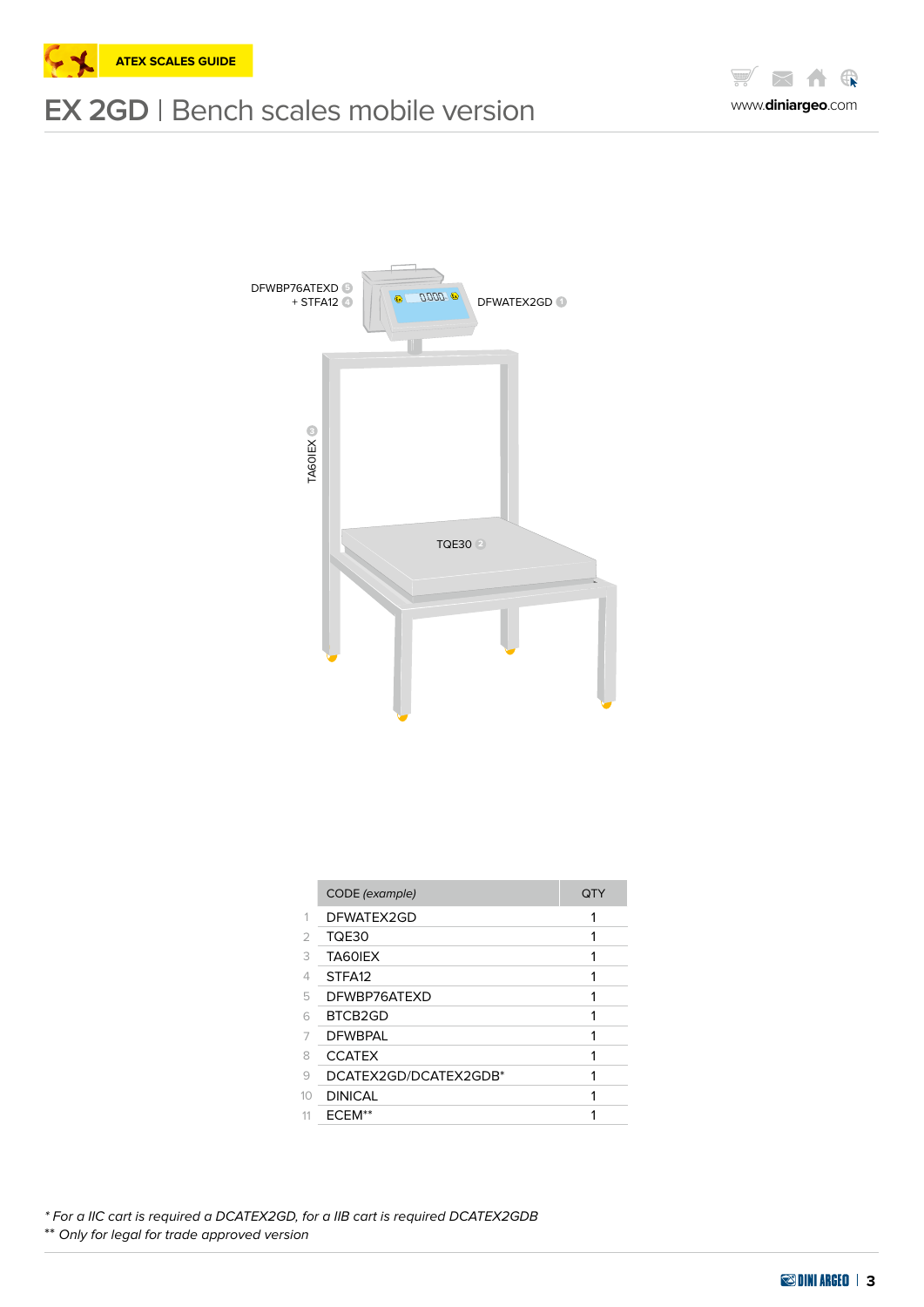ATEX SCALES GUIDE

# EX 2GD | Bench scales mobile version

www.diniargeo.com

DFWBP76ATEXD 5
+ STFA12 4

DFWATEX2GD 1

TA60IEX 3

TQE30 2

| | CODE *(example)* | QTY |
|---|---|---|
| 1 | DFWATEX2GD | 1 |
| 2 | TQE30 | 1 |
| 3 | TA60IEX | 1 |
| 4 | STFA12 | 1 |
| 5 | DFWBP76ATEXD | 1 |
| 6 | BTCB2GD | 1 |
| 7 | DFWBPAL | 1 |
| 8 | CCATEX | 1 |
| 9 | DCATEX2GD/DCATEX2GDB* | 1 |
| 10 | DINICAL | 1 |
| 11 | ECEM** | 1 |

*\* For a IIC cart is required a DCATEX2GD, for a IIB cart is required DCATEX2GDB*

*\*\* Only for legal for trade approved version*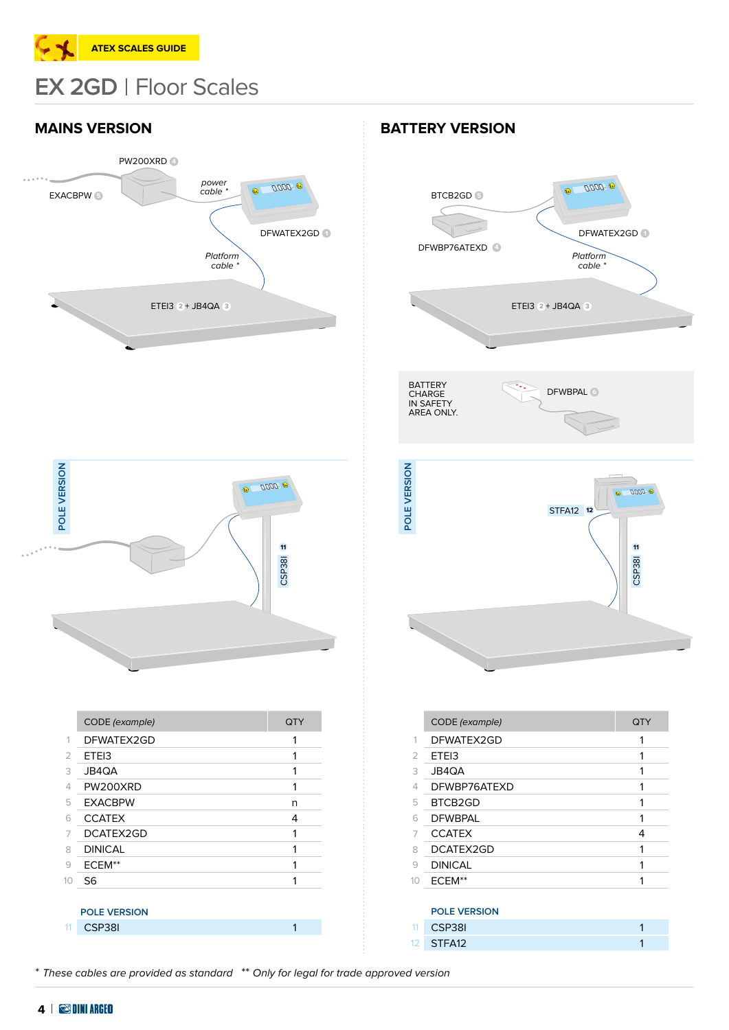ATEX SCALES GUIDE

# EX 2GD | Floor Scales

## MAINS VERSION

PW200XRD 4

EXACBPW 5

power cable *

DFWATEX2GD 1

Platform cable *

ETEI3 2 + JB4QA 3

POLE VERSION

11 CSP38I

| | CODE *(example)* | QTY |
|---|---|---|
| 1 | DFWATEX2GD | 1 |
| 2 | ETEI3 | 1 |
| 3 | JB4QA | 1 |
| 4 | PW200XRD | 1 |
| 5 | EXACBPW | n |
| 6 | CCATEX | 4 |
| 7 | DCATEX2GD | 1 |
| 8 | DINICAL | 1 |
| 9 | ECEM** | 1 |
| 10 | S6 | 1 |
| | **POLE VERSION** | |
| 11 | CSP38I | 1 |

## BATTERY VERSION

BTCB2GD 5

DFWBP76ATEXD 4

DFWATEX2GD 1

Platform cable *

ETEI3 2 + JB4QA 3

BATTERY CHARGE IN SAFETY AREA ONLY.

DFWBPAL 6

POLE VERSION

STFA12 12

11 CSP38I

| | CODE *(example)* | QTY |
|---|---|---|
| 1 | DFWATEX2GD | 1 |
| 2 | ETEI3 | 1 |
| 3 | JB4QA | 1 |
| 4 | DFWBP76ATEXD | 1 |
| 5 | BTCB2GD | 1 |
| 6 | DFWBPAL | 1 |
| 7 | CCATEX | 4 |
| 8 | DCATEX2GD | 1 |
| 9 | DINICAL | 1 |
| 10 | ECEM** | 1 |
| | **POLE VERSION** | |
| 11 | CSP38I | 1 |
| 12 | STFA12 | 1 |

\* *These cables are provided as standard* ** *Only for legal for trade approved version*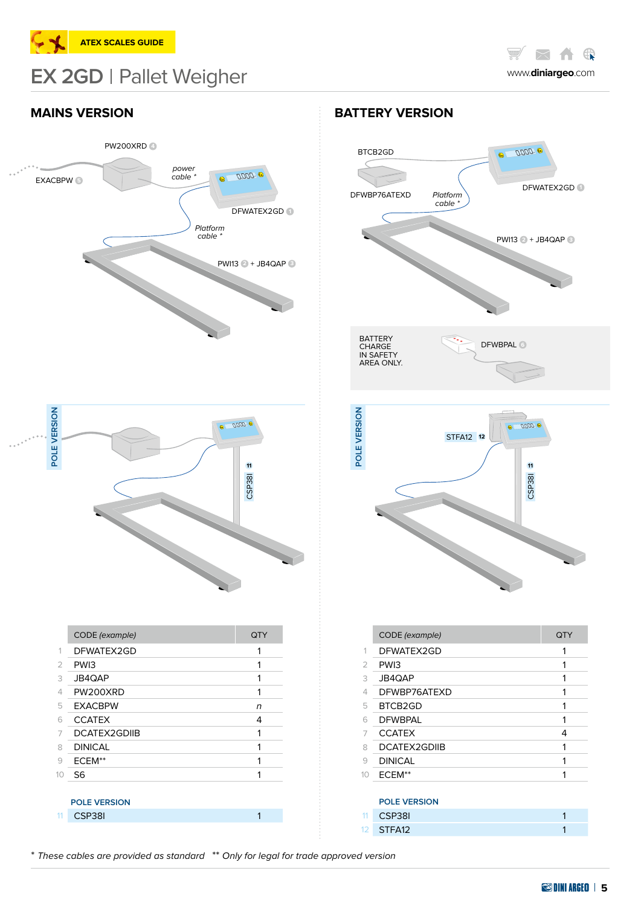ATEX SCALES GUIDE

# EX 2GD | Pallet Weigher

www.diniargeo.com

## MAINS VERSION

PW200XRD 4

EXACBPW 5

power cable *

DFWATEX2GD 1

Platform cable *

PWI13 2 + JB4QAP 3

POLE VERSION

11 CSP38I

| | CODE (example) | QTY |
|---|---|---|
| 1 | DFWATEX2GD | 1 |
| 2 | PWI3 | 1 |
| 3 | JB4QAP | 1 |
| 4 | PW200XRD | 1 |
| 5 | EXACBPW | *n* |
| 6 | CCATEX | 4 |
| 7 | DCATEX2GDIIB | 1 |
| 8 | DINICAL | 1 |
| 9 | ECEM** | 1 |
| 10 | S6 | 1 |
| | **POLE VERSION** | |
| 11 | CSP38I | 1 |

## BATTERY VERSION

BTCB2GD

DFWBP76ATEXD

Platform cable *

DFWATEX2GD 1

PWI13 2 + JB4QAP 3

BATTERY CHARGE IN SAFETY AREA ONLY.

DFWBPAL 6

POLE VERSION

STFA12 12

11 CSP38I

| | CODE (example) | QTY |
|---|---|---|
| 1 | DFWATEX2GD | 1 |
| 2 | PWI3 | 1 |
| 3 | JB4QAP | 1 |
| 4 | DFWBP76ATEXD | 1 |
| 5 | BTCB2GD | 1 |
| 6 | DFWBPAL | 1 |
| 7 | CCATEX | 4 |
| 8 | DCATEX2GDIIB | 1 |
| 9 | DINICAL | 1 |
| 10 | ECEM** | 1 |
| | **POLE VERSION** | |
| 11 | CSP38I | 1 |
| 12 | STFA12 | 1 |

*\* These cables are provided as standard   \*\* Only for legal for trade approved version*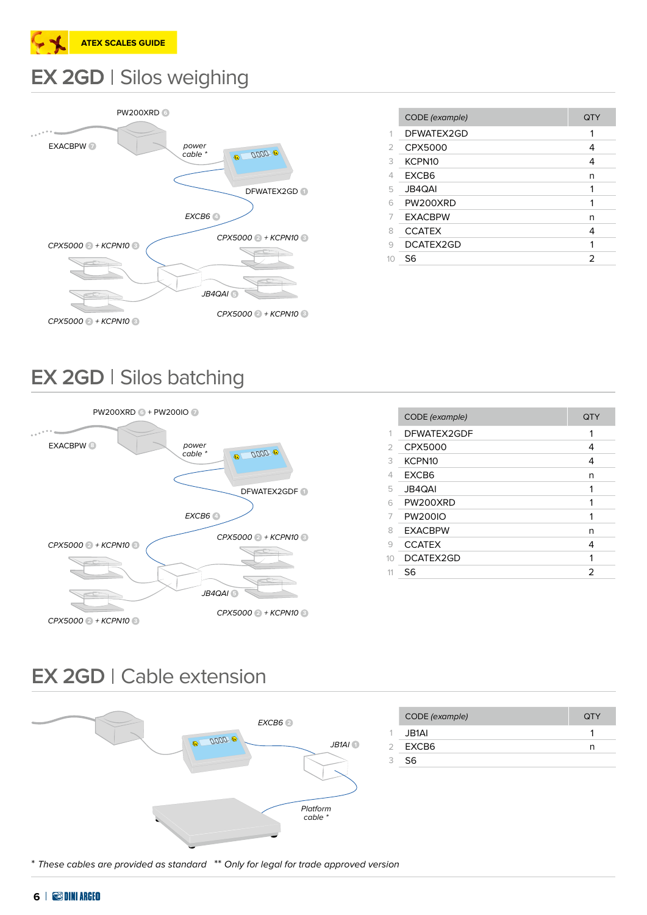ATEX SCALES GUIDE

# EX 2GD | Silos weighing

PW200XRD 6
EXACBPW 7
power cable *
DFWATEX2GD 1
EXCB6 4
CPX5000 2 + KCPN10 3
CPX5000 2 + KCPN10 3
JB4QAI 5
CPX5000 2 + KCPN10 3
CPX5000 2 + KCPN10 3

| | CODE *(example)* | QTY |
|---|---|---|
| 1 | DFWATEX2GD | 1 |
| 2 | CPX5000 | 4 |
| 3 | KCPN10 | 4 |
| 4 | EXCB6 | n |
| 5 | JB4QAI | 1 |
| 6 | PW200XRD | 1 |
| 7 | EXACBPW | n |
| 8 | CCATEX | 4 |
| 9 | DCATEX2GD | 1 |
| 10 | S6 | 2 |

# EX 2GD | Silos batching

PW200XRD 6 + PW200IO 7
EXACBPW 8
power cable *
DFWATEX2GDF 1
EXCB6 4
CPX5000 2 + KCPN10 3
CPX5000 2 + KCPN10 3
JB4QAI 5
CPX5000 2 + KCPN10 3
CPX5000 2 + KCPN10 3

| | CODE *(example)* | QTY |
|---|---|---|
| 1 | DFWATEX2GDF | 1 |
| 2 | CPX5000 | 4 |
| 3 | KCPN10 | 4 |
| 4 | EXCB6 | n |
| 5 | JB4QAI | 1 |
| 6 | PW200XRD | 1 |
| 7 | PW200IO | 1 |
| 8 | EXACBPW | n |
| 9 | CCATEX | 4 |
| 10 | DCATEX2GD | 1 |
| 11 | S6 | 2 |

# EX 2GD | Cable extension

EXCB6 2
JB1AI 1
Platform cable *

| | CODE *(example)* | QTY |
|---|---|---|
| 1 | JB1AI | 1 |
| 2 | EXCB6 | n |
| 3 | S6 | |

\* *These cables are provided as standard* \*\* *Only for legal for trade approved version*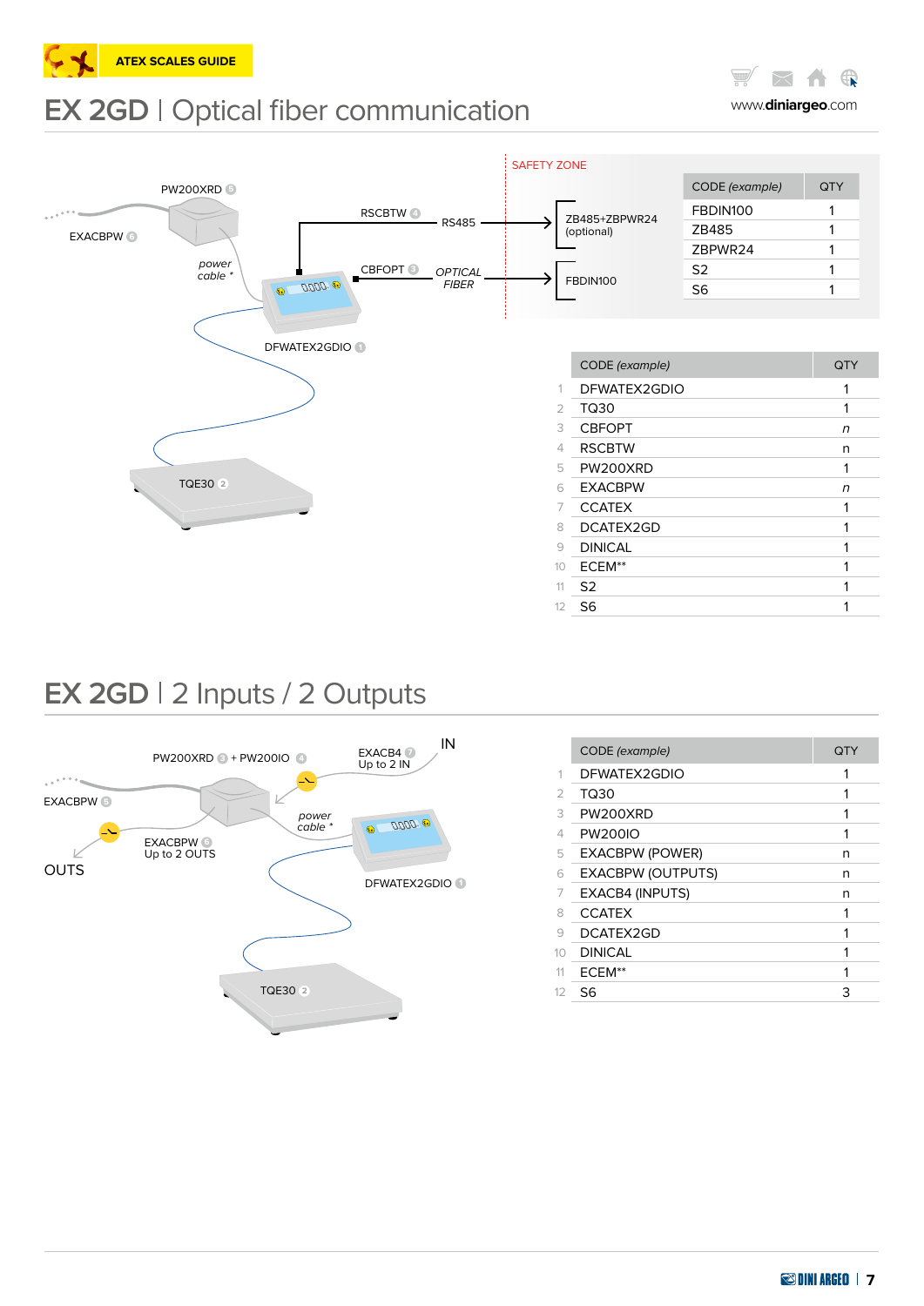ATEX SCALES GUIDE

# EX 2GD | Optical fiber communication

PW200XRD 5

EXACBPW 6

power cable *

RSCBTW 4

RS485

CBFOPT 3

OPTICAL FIBER

DFWATEX2GDIO 1

TQE30 2

SAFETY ZONE

ZB485+ZBPWR24 (optional)

FBDIN100

| CODE (example) | QTY |
|---|---|
| FBDIN100 | 1 |
| ZB485 | 1 |
| ZBPWR24 | 1 |
| S2 | 1 |
| S6 | 1 |

| | CODE (example) | QTY |
|---|---|---|
| 1 | DFWATEX2GDIO | 1 |
| 2 | TQ30 | 1 |
| 3 | CBFOPT | n |
| 4 | RSCBTW | n |
| 5 | PW200XRD | 1 |
| 6 | EXACBPW | n |
| 7 | CCATEX | 1 |
| 8 | DCATEX2GD | 1 |
| 9 | DINICAL | 1 |
| 10 | ECEM** | 1 |
| 11 | S2 | 1 |
| 12 | S6 | 1 |

# EX 2GD | 2 Inputs / 2 Outputs

PW200XRD 3 + PW200IO 4

EXACB4 7 Up to 2 IN

IN

EXACBPW 5

power cable *

EXACBPW 6 Up to 2 OUTS

OUTS

DFWATEX2GDIO 1

TQE30 2

| | CODE (example) | QTY |
|---|---|---|
| 1 | DFWATEX2GDIO | 1 |
| 2 | TQ30 | 1 |
| 3 | PW200XRD | 1 |
| 4 | PW200IO | 1 |
| 5 | EXACBPW (POWER) | n |
| 6 | EXACBPW (OUTPUTS) | n |
| 7 | EXACB4 (INPUTS) | n |
| 8 | CCATEX | 1 |
| 9 | DCATEX2GD | 1 |
| 10 | DINICAL | 1 |
| 11 | ECEM** | 1 |
| 12 | S6 | 3 |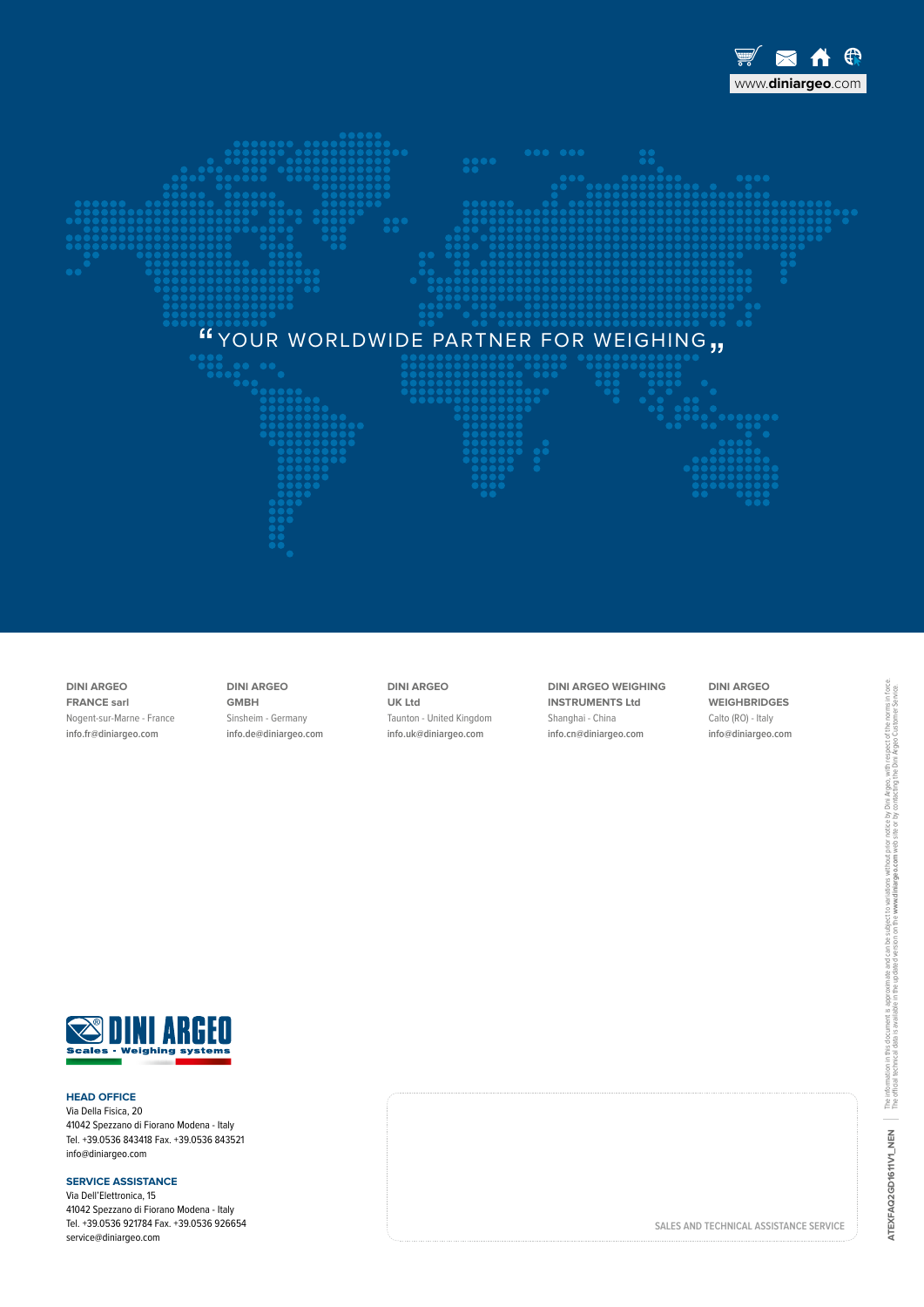www.diniargeo.com

"YOUR WORLDWIDE PARTNER FOR WEIGHING"

**DINI ARGEO FRANCE sarl**
Nogent-sur-Marne - France
info.fr@diniargeo.com

**DINI ARGEO GMBH**
Sinsheim - Germany
info.de@diniargeo.com

**DINI ARGEO UK Ltd**
Taunton - United Kingdom
info.uk@diniargeo.com

**DINI ARGEO WEIGHING INSTRUMENTS Ltd**
Shanghai - China
info.cn@diniargeo.com

**DINI ARGEO WEIGHBRIDGES**
Calto (RO) - Italy
info@diniargeo.com

DINI ARGEO
Scales · Weighing systems

**HEAD OFFICE**
Via Della Fisica, 20
41042 Spezzano di Fiorano Modena - Italy
Tel. +39.0536 843418 Fax. +39.0536 843521
info@diniargeo.com

**SERVICE ASSISTANCE**
Via Dell'Elettronica, 15
41042 Spezzano di Fiorano Modena - Italy
Tel. +39.0536 921784 Fax. +39.0536 926654
service@diniargeo.com

SALES AND TECHNICAL ASSISTANCE SERVICE

The information in this document is approximate and can be subject to variations without prior notice by Dini Argeo, with respect of the norms in force.
The official technical data is available in the updated version on the **www.diniargeo.com** web site or by contacting the Dini Argeo Customer Service.

**ATEXFAQ2GD1611V1_NEN**